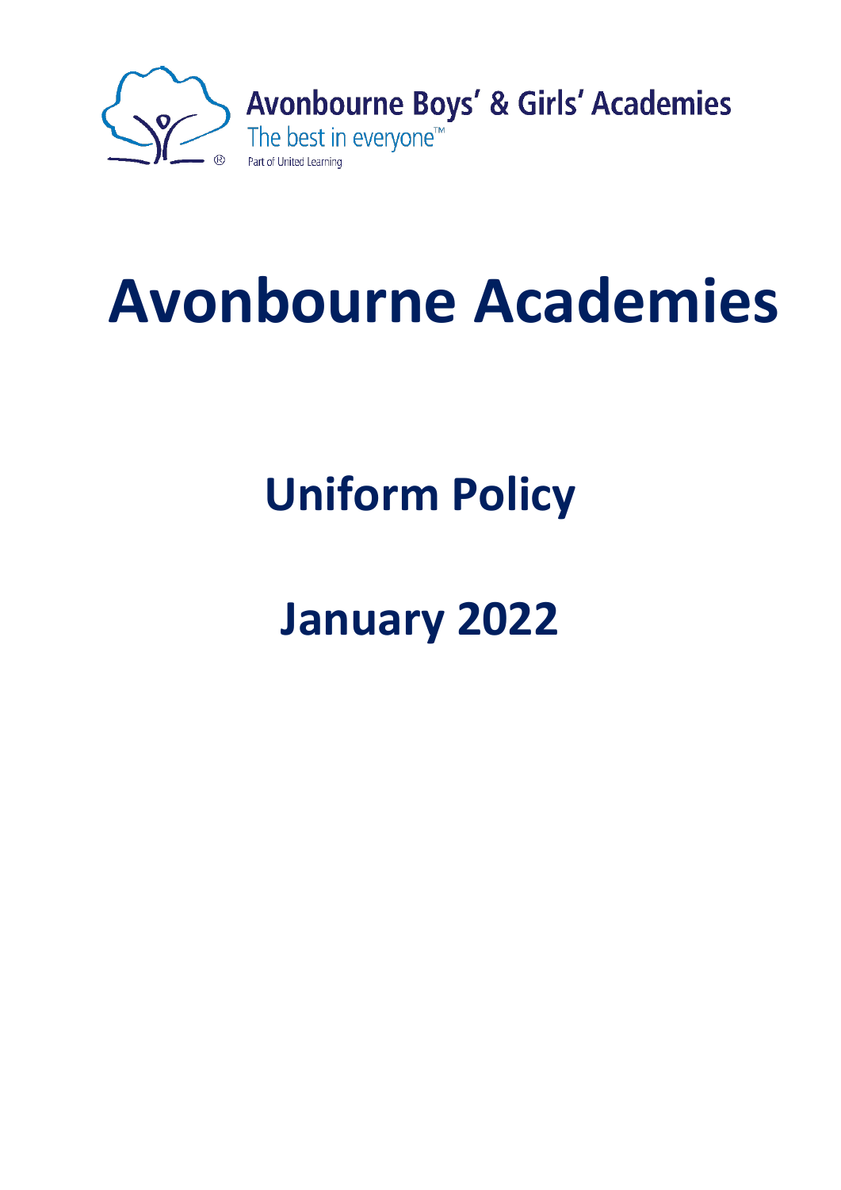Avonbourne Boys' & Girls' Academies

The best in everyone™

Part of United Learning

# Avonbourne Academies

## Uniform Policy

## January 2022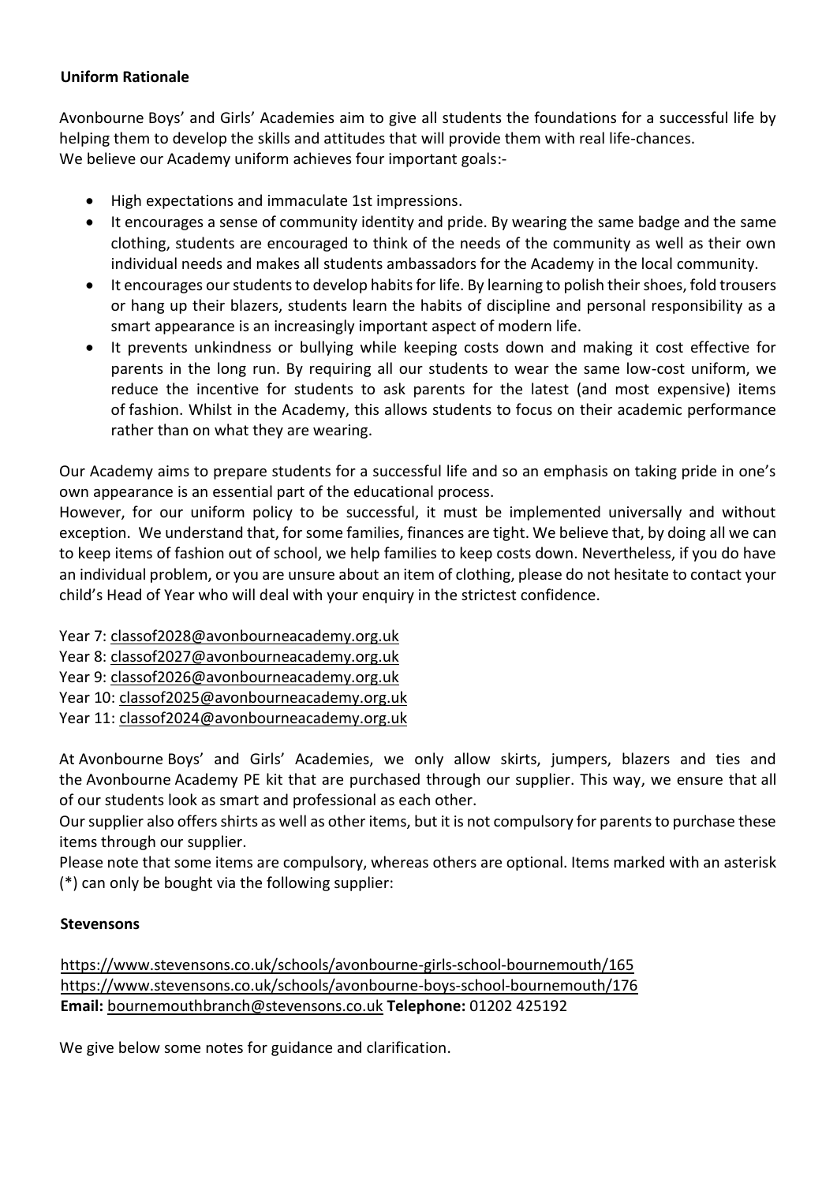**Uniform Rationale**

Avonbourne Boys' and Girls' Academies aim to give all students the foundations for a successful life by helping them to develop the skills and attitudes that will provide them with real life-chances.
We believe our Academy uniform achieves four important goals:-

- High expectations and immaculate 1st impressions.
- It encourages a sense of community identity and pride. By wearing the same badge and the same clothing, students are encouraged to think of the needs of the community as well as their own individual needs and makes all students ambassadors for the Academy in the local community.
- It encourages our students to develop habits for life. By learning to polish their shoes, fold trousers or hang up their blazers, students learn the habits of discipline and personal responsibility as a smart appearance is an increasingly important aspect of modern life.
- It prevents unkindness or bullying while keeping costs down and making it cost effective for parents in the long run. By requiring all our students to wear the same low-cost uniform, we reduce the incentive for students to ask parents for the latest (and most expensive) items of fashion. Whilst in the Academy, this allows students to focus on their academic performance rather than on what they are wearing.

Our Academy aims to prepare students for a successful life and so an emphasis on taking pride in one's own appearance is an essential part of the educational process.
However, for our uniform policy to be successful, it must be implemented universally and without exception. We understand that, for some families, finances are tight. We believe that, by doing all we can to keep items of fashion out of school, we help families to keep costs down. Nevertheless, if you do have an individual problem, or you are unsure about an item of clothing, please do not hesitate to contact your child's Head of Year who will deal with your enquiry in the strictest confidence.

Year 7: classof2028@avonbourneacademy.org.uk
Year 8: classof2027@avonbourneacademy.org.uk
Year 9: classof2026@avonbourneacademy.org.uk
Year 10: classof2025@avonbourneacademy.org.uk
Year 11: classof2024@avonbourneacademy.org.uk

At Avonbourne Boys' and Girls' Academies, we only allow skirts, jumpers, blazers and ties and the Avonbourne Academy PE kit that are purchased through our supplier. This way, we ensure that all of our students look as smart and professional as each other.
Our supplier also offers shirts as well as other items, but it is not compulsory for parents to purchase these items through our supplier.
Please note that some items are compulsory, whereas others are optional. Items marked with an asterisk (*) can only be bought via the following supplier:

**Stevensons**

https://www.stevensons.co.uk/schools/avonbourne-girls-school-bournemouth/165
https://www.stevensons.co.uk/schools/avonbourne-boys-school-bournemouth/176
**Email:** bournemouthbranch@stevensons.co.uk **Telephone:** 01202 425192

We give below some notes for guidance and clarification.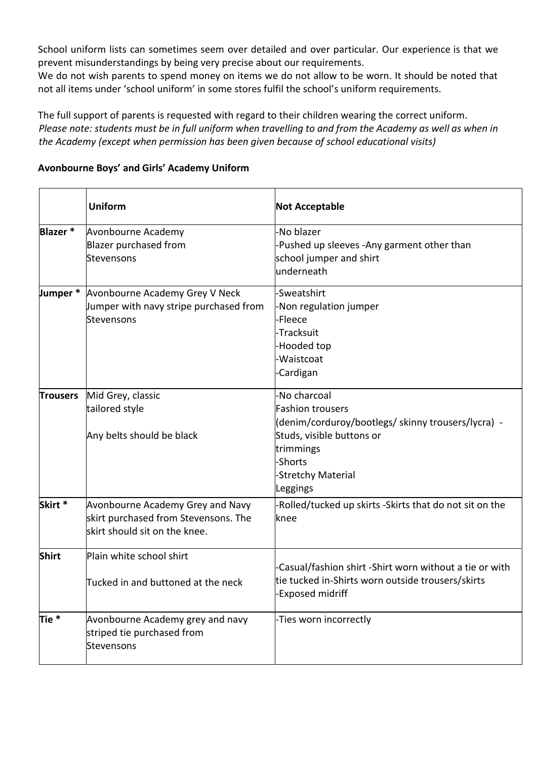School uniform lists can sometimes seem over detailed and over particular. Our experience is that we prevent misunderstandings by being very precise about our requirements.
We do not wish parents to spend money on items we do not allow to be worn. It should be noted that not all items under 'school uniform' in some stores fulfil the school's uniform requirements.

The full support of parents is requested with regard to their children wearing the correct uniform.
*Please note: students must be in full uniform when travelling to and from the Academy as well as when in the Academy (except when permission has been given because of school educational visits)*

**Avonbourne Boys' and Girls' Academy Uniform**

| | **Uniform** | **Not Acceptable** |
|---|---|---|
| **Blazer *** | Avonbourne Academy Blazer purchased from Stevensons | -No blazer<br>-Pushed up sleeves -Any garment other than school jumper and shirt underneath |
| **Jumper *** | Avonbourne Academy Grey V Neck Jumper with navy stripe purchased from Stevensons | -Sweatshirt<br>-Non regulation jumper<br>-Fleece<br>-Tracksuit<br>-Hooded top<br>-Waistcoat<br>-Cardigan |
| **Trousers** | Mid Grey, classic tailored style<br><br>Any belts should be black | -No charcoal<br>Fashion trousers (denim/corduroy/bootlegs/ skinny trousers/lycra) - Studs, visible buttons or trimmings<br>-Shorts<br>-Stretchy Material<br>Leggings |
| **Skirt *** | Avonbourne Academy Grey and Navy skirt purchased from Stevensons. The skirt should sit on the knee. | -Rolled/tucked up skirts -Skirts that do not sit on the knee |
| **Shirt** | Plain white school shirt<br><br>Tucked in and buttoned at the neck | -Casual/fashion shirt -Shirt worn without a tie or with tie tucked in-Shirts worn outside trousers/skirts<br>-Exposed midriff |
| **Tie *** | Avonbourne Academy grey and navy striped tie purchased from Stevensons | -Ties worn incorrectly |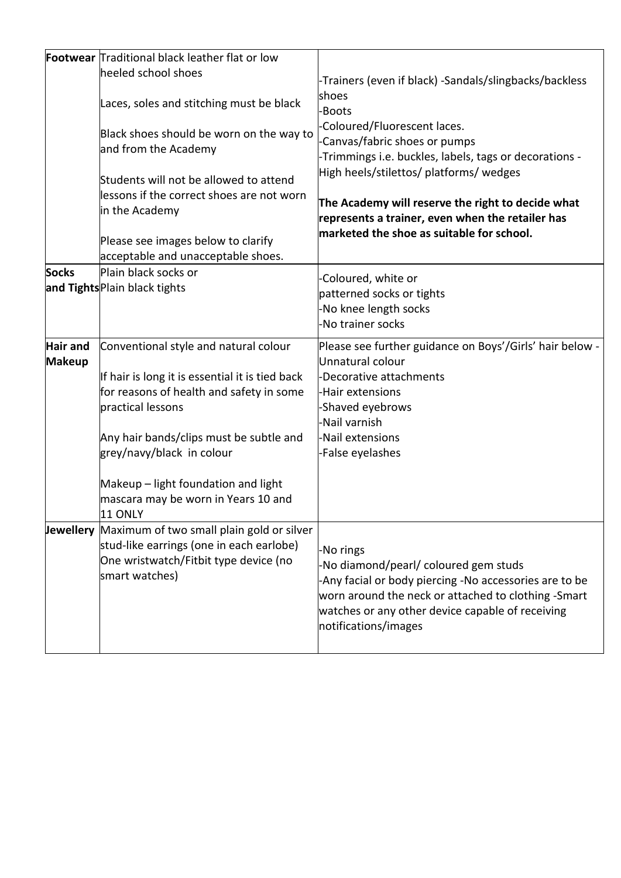| | | |
|---|---|---|
| **Footwear** | Traditional black leather flat or low heeled school shoes<br><br>Laces, soles and stitching must be black<br><br>Black shoes should be worn on the way to and from the Academy<br><br>Students will not be allowed to attend lessons if the correct shoes are not worn in the Academy<br><br>Please see images below to clarify acceptable and unacceptable shoes. | -Trainers (even if black) -Sandals/slingbacks/backless shoes<br>-Boots<br>-Coloured/Fluorescent laces.<br>-Canvas/fabric shoes or pumps<br>-Trimmings i.e. buckles, labels, tags or decorations - High heels/stilettos/ platforms/ wedges<br><br>**The Academy will reserve the right to decide what represents a trainer, even when the retailer has marketed the shoe as suitable for school.** |
| **Socks and Tights** | Plain black socks or<br>Plain black tights | -Coloured, white or patterned socks or tights<br>-No knee length socks<br>-No trainer socks |
| **Hair and Makeup** | Conventional style and natural colour<br><br>If hair is long it is essential it is tied back for reasons of health and safety in some practical lessons<br><br>Any hair bands/clips must be subtle and grey/navy/black in colour<br><br>Makeup – light foundation and light mascara may be worn in Years 10 and 11 ONLY | Please see further guidance on Boys'/Girls' hair below - Unnatural colour<br>-Decorative attachments<br>-Hair extensions<br>-Shaved eyebrows<br>-Nail varnish<br>-Nail extensions<br>-False eyelashes |
| **Jewellery** | Maximum of two small plain gold or silver stud-like earrings (one in each earlobe)<br>One wristwatch/Fitbit type device (no smart watches) | -No rings<br>-No diamond/pearl/ coloured gem studs<br>-Any facial or body piercing -No accessories are to be worn around the neck or attached to clothing -Smart watches or any other device capable of receiving notifications/images |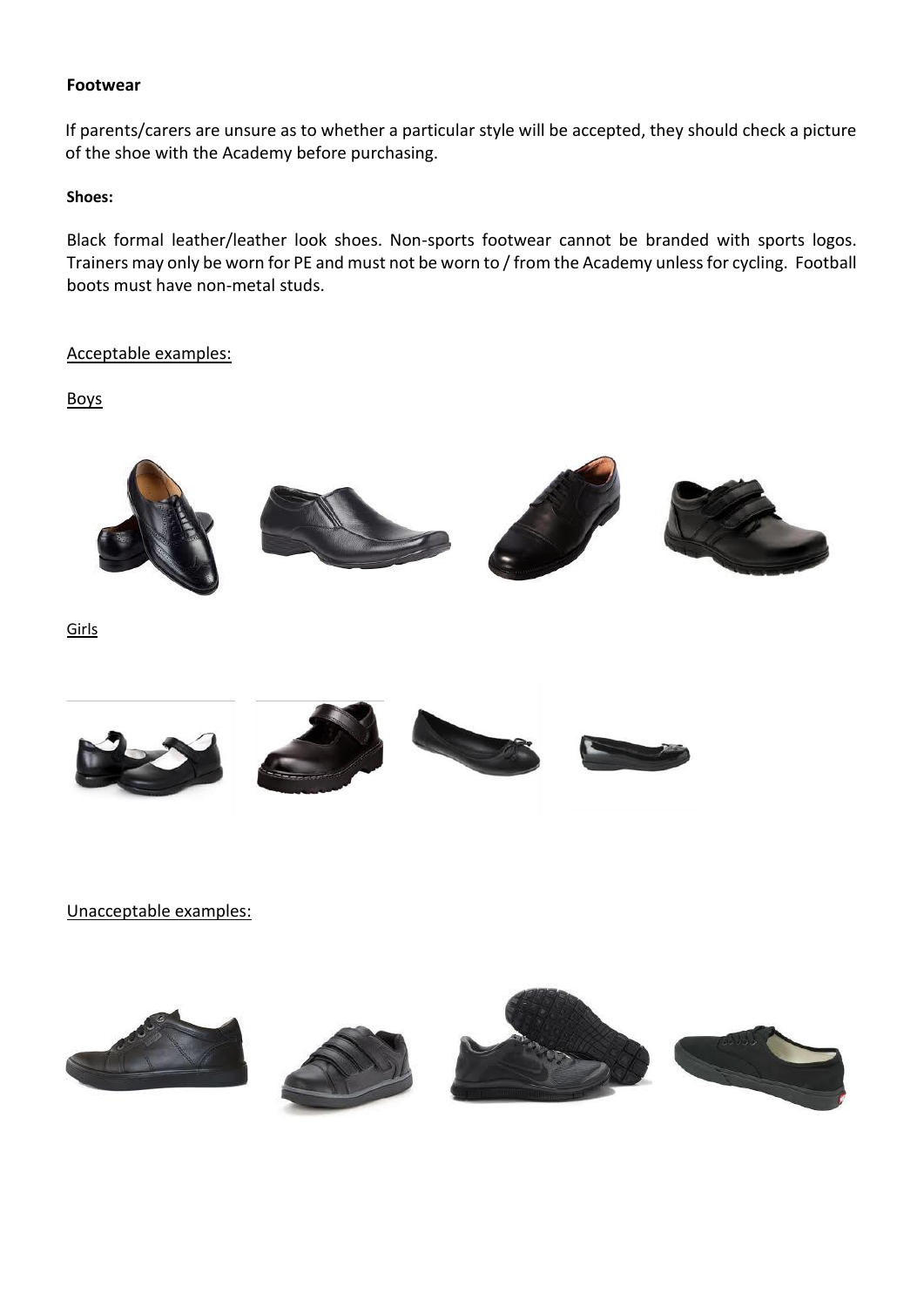### Footwear

If parents/carers are unsure as to whether a particular style will be accepted, they should check a picture of the shoe with the Academy before purchasing.

**Shoes:**

Black formal leather/leather look shoes. Non-sports footwear cannot be branded with sports logos. Trainers may only be worn for PE and must not be worn to / from the Academy unless for cycling. Football boots must have non-metal studs.

Acceptable examples:

Boys

Girls

Unacceptable examples: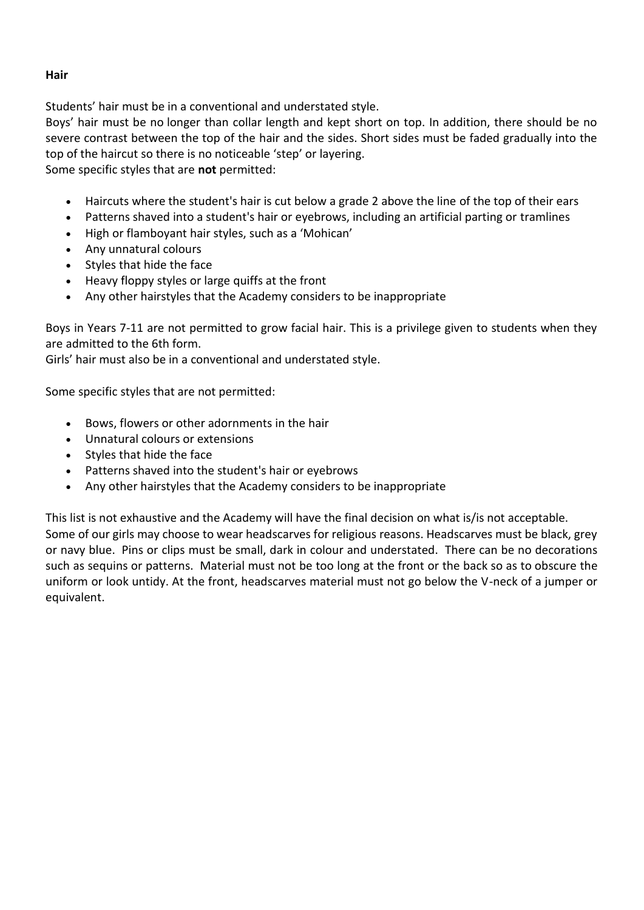**Hair**

Students' hair must be in a conventional and understated style.
Boys' hair must be no longer than collar length and kept short on top. In addition, there should be no severe contrast between the top of the hair and the sides. Short sides must be faded gradually into the top of the haircut so there is no noticeable 'step' or layering.
Some specific styles that are **not** permitted:

- Haircuts where the student's hair is cut below a grade 2 above the line of the top of their ears
- Patterns shaved into a student's hair or eyebrows, including an artificial parting or tramlines
- High or flamboyant hair styles, such as a 'Mohican'
- Any unnatural colours
- Styles that hide the face
- Heavy floppy styles or large quiffs at the front
- Any other hairstyles that the Academy considers to be inappropriate

Boys in Years 7-11 are not permitted to grow facial hair. This is a privilege given to students when they are admitted to the 6th form.
Girls' hair must also be in a conventional and understated style.

Some specific styles that are not permitted:

- Bows, flowers or other adornments in the hair
- Unnatural colours or extensions
- Styles that hide the face
- Patterns shaved into the student's hair or eyebrows
- Any other hairstyles that the Academy considers to be inappropriate

This list is not exhaustive and the Academy will have the final decision on what is/is not acceptable.
Some of our girls may choose to wear headscarves for religious reasons. Headscarves must be black, grey or navy blue. Pins or clips must be small, dark in colour and understated. There can be no decorations such as sequins or patterns. Material must not be too long at the front or the back so as to obscure the uniform or look untidy. At the front, headscarves material must not go below the V-neck of a jumper or equivalent.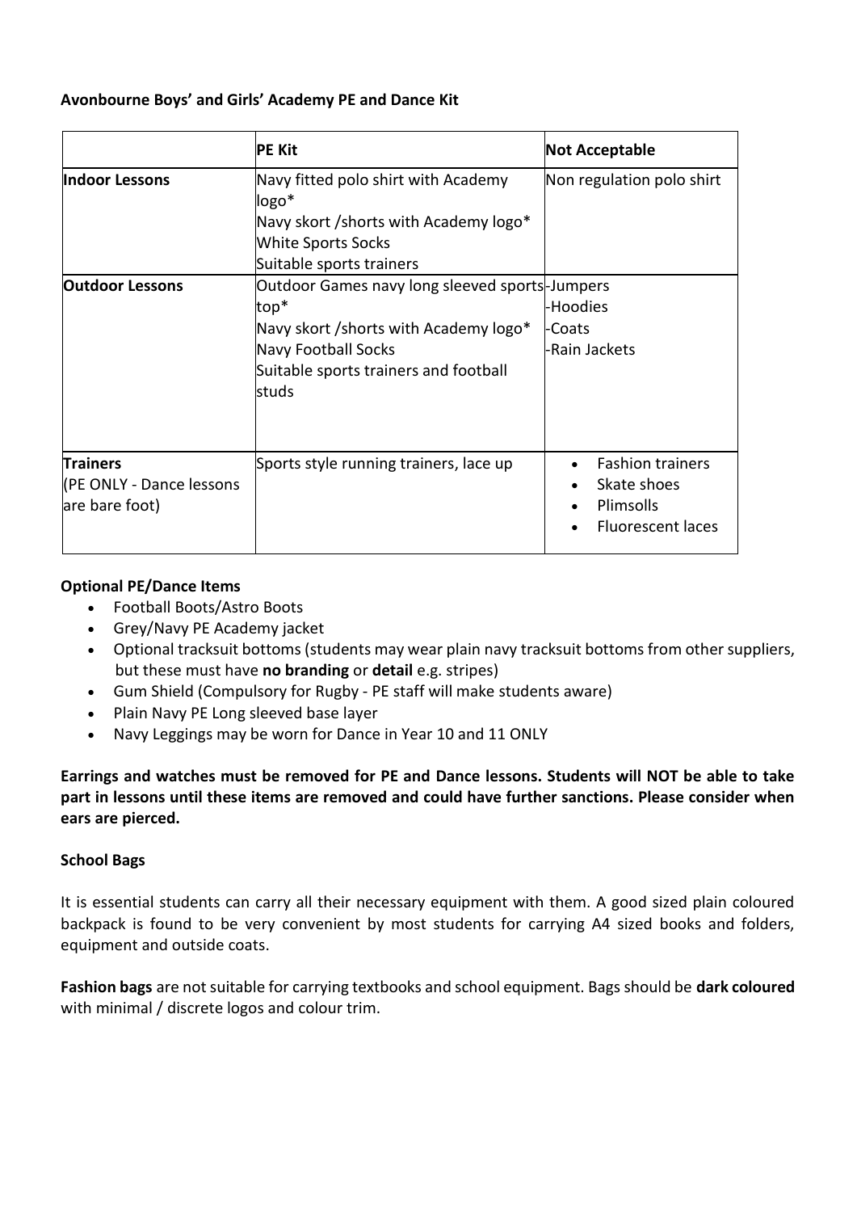**Avonbourne Boys' and Girls' Academy PE and Dance Kit**

| | PE Kit | Not Acceptable |
|---|---|---|
| **Indoor Lessons** | Navy fitted polo shirt with Academy logo*<br>Navy skort /shorts with Academy logo*<br>White Sports Socks<br>Suitable sports trainers | Non regulation polo shirt |
| **Outdoor Lessons** | Outdoor Games navy long sleeved sports top*<br>Navy skort /shorts with Academy logo*<br>Navy Football Socks<br>Suitable sports trainers and football studs | -Jumpers<br>-Hoodies<br>-Coats<br>-Rain Jackets |
| **Trainers**<br>(PE ONLY - Dance lessons are bare foot) | Sports style running trainers, lace up | • Fashion trainers<br>• Skate shoes<br>• Plimsolls<br>• Fluorescent laces |

**Optional PE/Dance Items**

- Football Boots/Astro Boots
- Grey/Navy PE Academy jacket
- Optional tracksuit bottoms (students may wear plain navy tracksuit bottoms from other suppliers, but these must have **no branding** or **detail** e.g. stripes)
- Gum Shield (Compulsory for Rugby - PE staff will make students aware)
- Plain Navy PE Long sleeved base layer
- Navy Leggings may be worn for Dance in Year 10 and 11 ONLY

**Earrings and watches must be removed for PE and Dance lessons. Students will NOT be able to take part in lessons until these items are removed and could have further sanctions. Please consider when ears are pierced.**

**School Bags**

It is essential students can carry all their necessary equipment with them. A good sized plain coloured backpack is found to be very convenient by most students for carrying A4 sized books and folders, equipment and outside coats.

**Fashion bags** are not suitable for carrying textbooks and school equipment. Bags should be **dark coloured** with minimal / discrete logos and colour trim.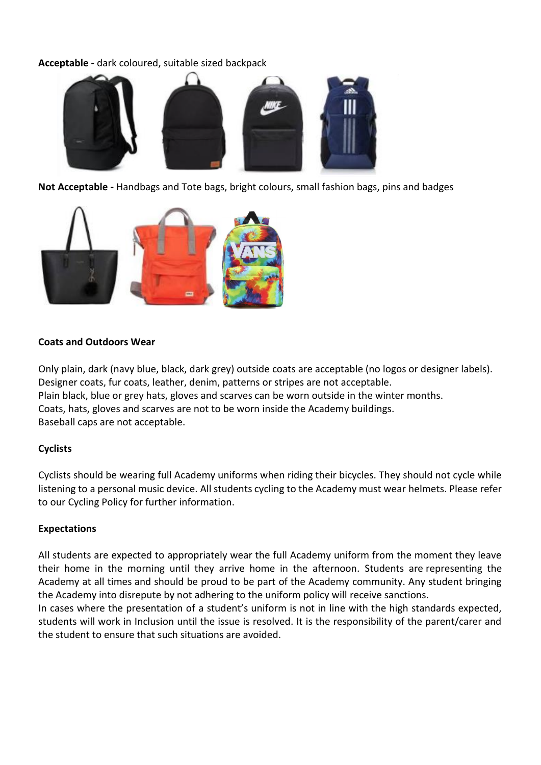**Acceptable -** dark coloured, suitable sized backpack

**Not Acceptable -** Handbags and Tote bags, bright colours, small fashion bags, pins and badges

### Coats and Outdoors Wear

Only plain, dark (navy blue, black, dark grey) outside coats are acceptable (no logos or designer labels).
Designer coats, fur coats, leather, denim, patterns or stripes are not acceptable.
Plain black, blue or grey hats, gloves and scarves can be worn outside in the winter months.
Coats, hats, gloves and scarves are not to be worn inside the Academy buildings.
Baseball caps are not acceptable.

### Cyclists

Cyclists should be wearing full Academy uniforms when riding their bicycles. They should not cycle while listening to a personal music device. All students cycling to the Academy must wear helmets. Please refer to our Cycling Policy for further information.

### Expectations

All students are expected to appropriately wear the full Academy uniform from the moment they leave their home in the morning until they arrive home in the afternoon. Students are representing the Academy at all times and should be proud to be part of the Academy community. Any student bringing the Academy into disrepute by not adhering to the uniform policy will receive sanctions.
In cases where the presentation of a student's uniform is not in line with the high standards expected, students will work in Inclusion until the issue is resolved. It is the responsibility of the parent/carer and the student to ensure that such situations are avoided.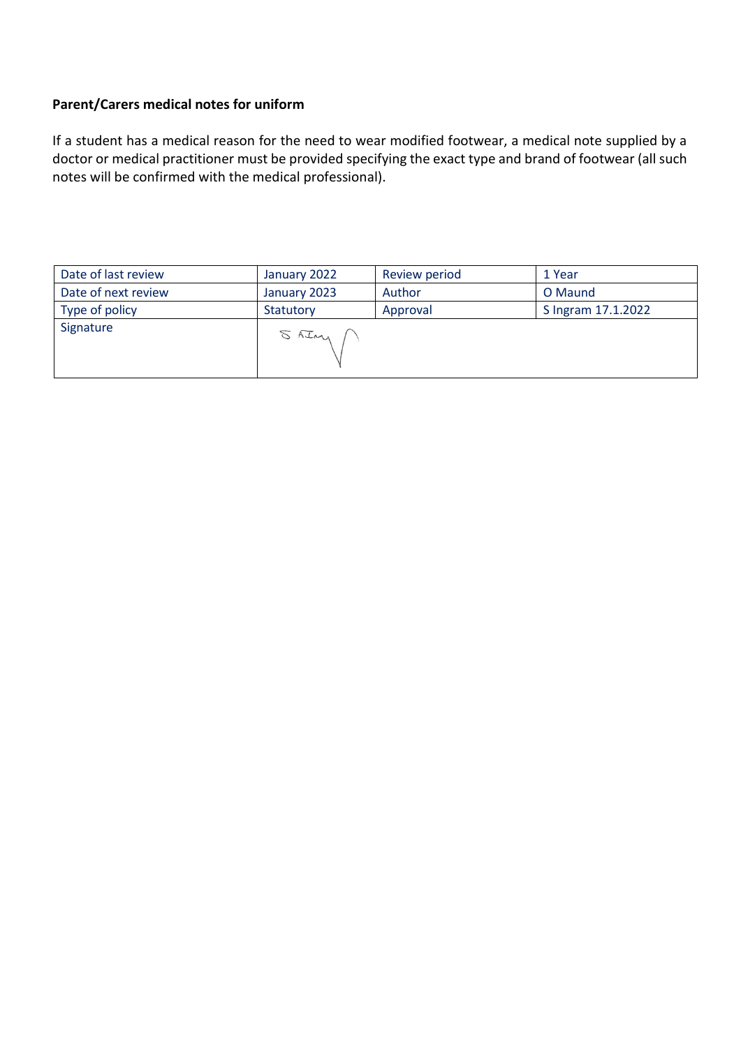**Parent/Carers medical notes for uniform**

If a student has a medical reason for the need to wear modified footwear, a medical note supplied by a doctor or medical practitioner must be provided specifying the exact type and brand of footwear (all such notes will be confirmed with the medical professional).

| | | | |
|---|---|---|---|
| Date of last review | January 2022 | Review period | 1 Year |
| Date of next review | January 2023 | Author | O Maund |
| Type of policy | Statutory | Approval | S Ingram 17.1.2022 |
| Signature | | | |